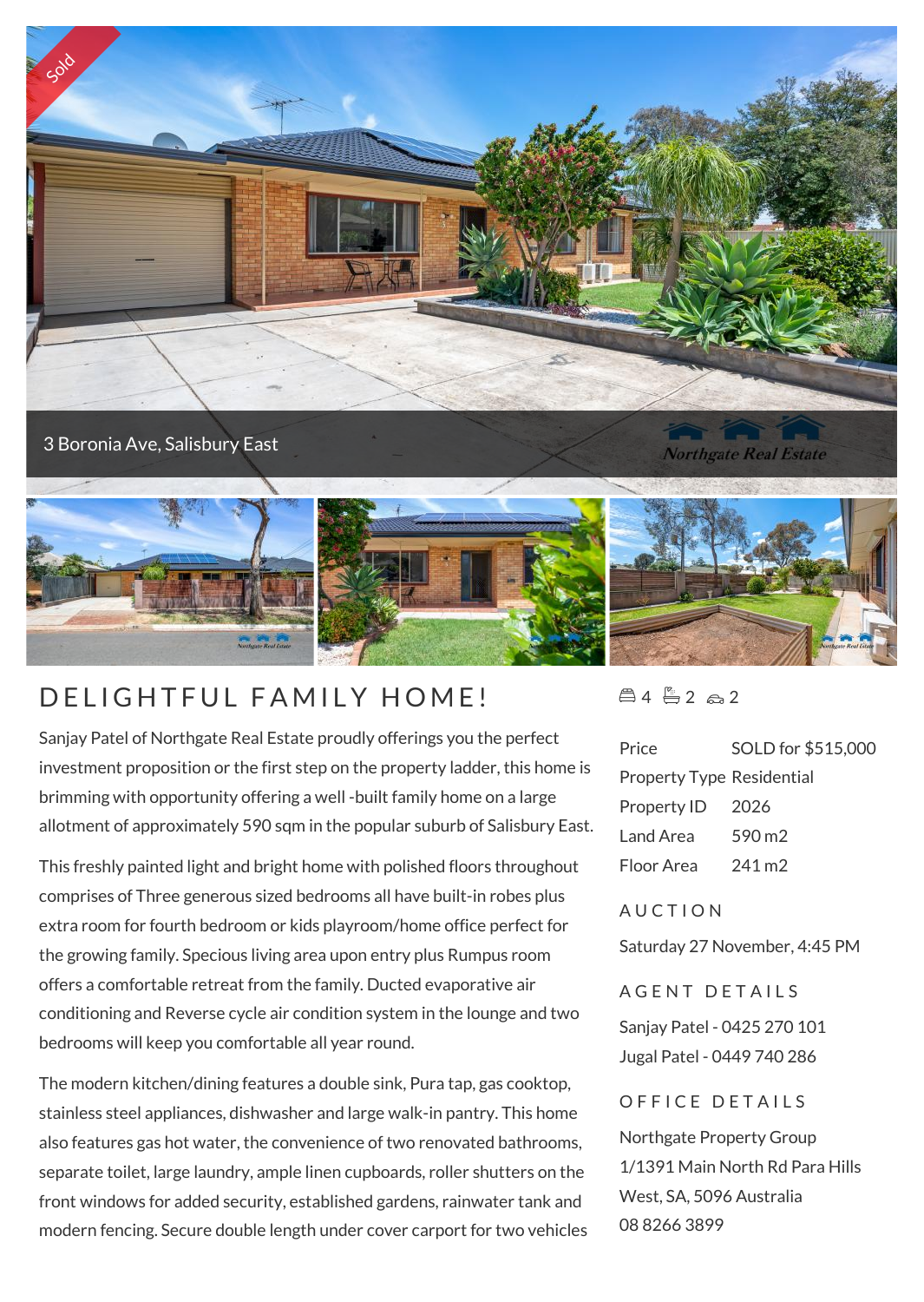Sold

3 Boronia Ave, Salisbury East

# DELIGHTFUL FAMILY HOME!

Sanjay Patel of Northgate Real Estate proudly offerings you the perfect investment proposition or the first step on the property ladder, this home is brimming with opportunity offering a well -built family home on a large allotment of approximately 590 sqm in the popular suburb of Salisbury East.

This freshly painted light and bright home with polished floors throughout comprises of Three generous sized bedrooms all have built-in robes plus extra room for fourth bedroom or kids playroom/home office perfect for the growing family. Specious living area upon entry plus Rumpus room offers a comfortable retreat from the family. Ducted evaporative air conditioning and Reverse cycle air condition system in the lounge and two bedrooms will keep you comfortable all year round.

The modern kitchen/dining features a double sink, Pura tap, gas cooktop, stainless steel appliances, dishwasher and large walk-in pantry. This home also features gas hot water, the convenience of two renovated bathrooms, separate toilet, large laundry, ample linen cupboards, roller shutters on the front windows for added security, established gardens, rainwater tank and modern fencing. Secure double length under cover carport for two vehicles

4 2 2

| | |
|---|---|
| Price | SOLD for $515,000 |
| Property Type | Residential |
| Property ID | 2026 |
| Land Area | 590 m2 |
| Floor Area | 241 m2 |

## AUCTION

Saturday 27 November, 4:45 PM

## AGENT DETAILS

Sanjay Patel - 0425 270 101
Jugal Patel - 0449 740 286

## OFFICE DETAILS

Northgate Property Group
1/1391 Main North Rd Para Hills West, SA, 5096 Australia
08 8266 3899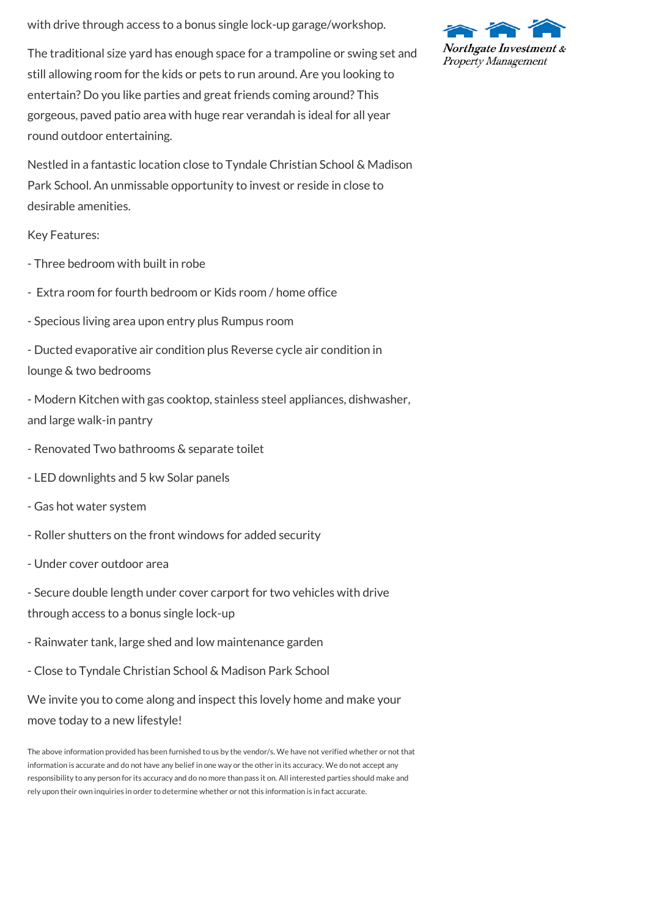with drive through access to a bonus single lock-up garage/workshop.

The traditional size yard has enough space for a trampoline or swing set and still allowing room for the kids or pets to run around. Are you looking to entertain? Do you like parties and great friends coming around? This gorgeous, paved patio area with huge rear verandah is ideal for all year round outdoor entertaining.

Nestled in a fantastic location close to Tyndale Christian School & Madison Park School. An unmissable opportunity to invest or reside in close to desirable amenities.

Key Features:

- Three bedroom with built in robe
- Extra room for fourth bedroom or Kids room / home office
- Specious living area upon entry plus Rumpus room
- Ducted evaporative air condition plus Reverse cycle air condition in lounge & two bedrooms
- Modern Kitchen with gas cooktop, stainless steel appliances, dishwasher, and large walk-in pantry
- Renovated Two bathrooms & separate toilet
- LED downlights and 5 kw Solar panels
- Gas hot water system
- Roller shutters on the front windows for added security
- Under cover outdoor area
- Secure double length under cover carport for two vehicles with drive through access to a bonus single lock-up
- Rainwater tank, large shed and low maintenance garden
- Close to Tyndale Christian School & Madison Park School

We invite you to come along and inspect this lovely home and make your move today to a new lifestyle!

The above information provided has been furnished to us by the vendor/s. We have not verified whether or not that information is accurate and do not have any belief in one way or the other in its accuracy. We do not accept any responsibility to any person for its accuracy and do no more than pass it on. All interested parties should make and rely upon their own inquiries in order to determine whether or not this information is in fact accurate.

*Northgate Investment & Property Management*